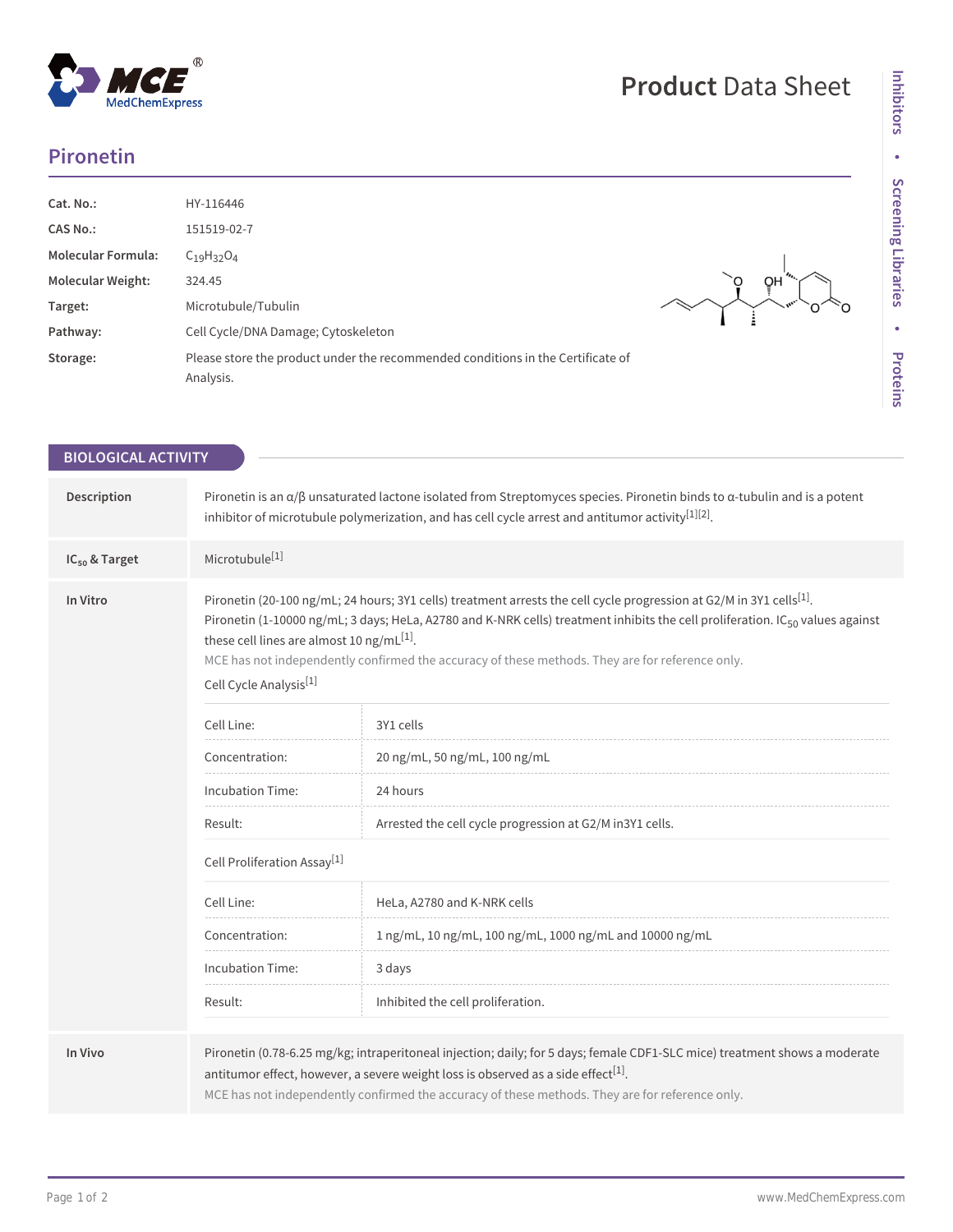# Product Data Sheet

## Pironetin

| | |
|---|---|
| **Cat. No.:** | HY-116446 |
| **CAS No.:** | 151519-02-7 |
| **Molecular Formula:** | $C_{19}H_{32}O_4$ |
| **Molecular Weight:** | 324.45 |
| **Target:** | Microtubule/Tubulin |
| **Pathway:** | Cell Cycle/DNA Damage; Cytoskeleton |
| **Storage:** | Please store the product under the recommended conditions in the Certificate of Analysis. |

## BIOLOGICAL ACTIVITY

**Description**

Pironetin is an α/β unsaturated lactone isolated from Streptomyces species. Pironetin binds to α-tubulin and is a potent inhibitor of microtubule polymerization, and has cell cycle arrest and antitumor activity[1][2].

**$IC_{50}$ & Target**

Microtubule[1]

**In Vitro**

Pironetin (20-100 ng/mL; 24 hours; 3Y1 cells) treatment arrests the cell cycle progression at G2/M in 3Y1 cells[1].
Pironetin (1-10000 ng/mL; 3 days; HeLa, A2780 and K-NRK cells) treatment inhibits the cell proliferation. $IC_{50}$ values against these cell lines are almost 10 ng/mL[1].
MCE has not independently confirmed the accuracy of these methods. They are for reference only.

Cell Cycle Analysis[1]

| | |
|---|---|
| Cell Line: | 3Y1 cells |
| Concentration: | 20 ng/mL, 50 ng/mL, 100 ng/mL |
| Incubation Time: | 24 hours |
| Result: | Arrested the cell cycle progression at G2/M in3Y1 cells. |

Cell Proliferation Assay[1]

| | |
|---|---|
| Cell Line: | HeLa, A2780 and K-NRK cells |
| Concentration: | 1 ng/mL, 10 ng/mL, 100 ng/mL, 1000 ng/mL and 10000 ng/mL |
| Incubation Time: | 3 days |
| Result: | Inhibited the cell proliferation. |

**In Vivo**

Pironetin (0.78-6.25 mg/kg; intraperitoneal injection; daily; for 5 days; female CDF1-SLC mice) treatment shows a moderate antitumor effect, however, a severe weight loss is observed as a side effect[1].
MCE has not independently confirmed the accuracy of these methods. They are for reference only.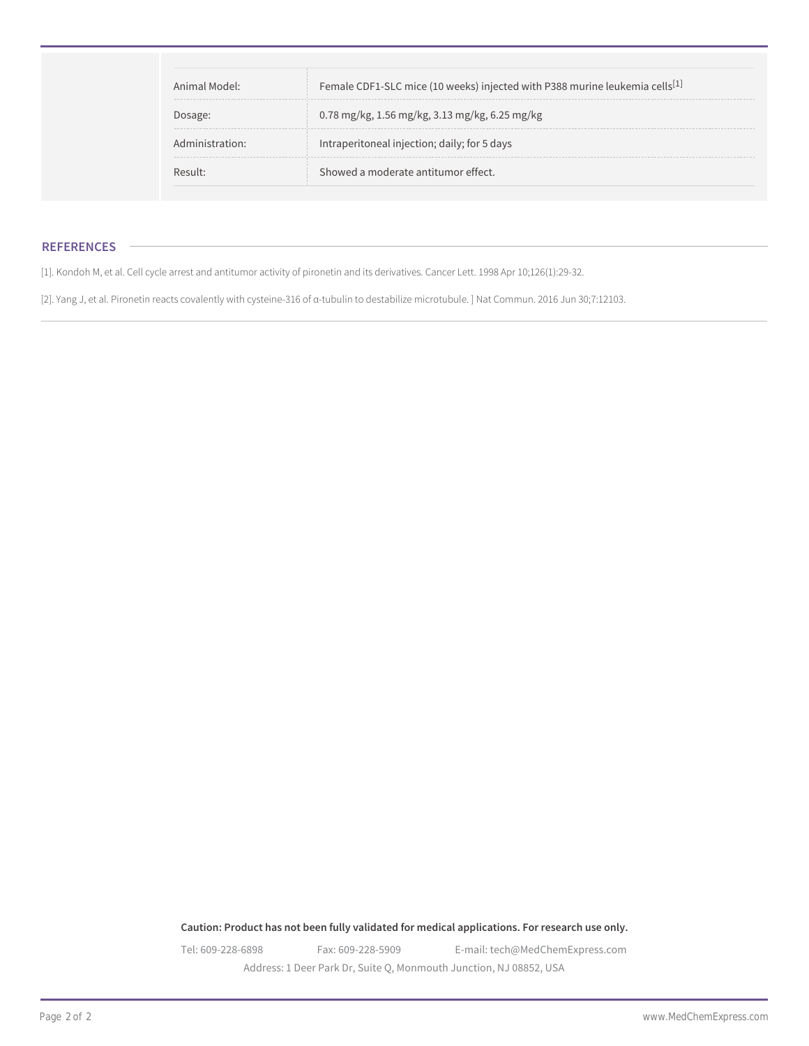| | |
|---|---|
| Animal Model: | Female CDF1-SLC mice (10 weeks) injected with P388 murine leukemia cells[1] |
| Dosage: | 0.78 mg/kg, 1.56 mg/kg, 3.13 mg/kg, 6.25 mg/kg |
| Administration: | Intraperitoneal injection; daily; for 5 days |
| Result: | Showed a moderate antitumor effect. |

## REFERENCES

[1]. Kondoh M, et al. Cell cycle arrest and antitumor activity of pironetin and its derivatives. Cancer Lett. 1998 Apr 10;126(1):29-32.

[2]. Yang J, et al. Pironetin reacts covalently with cysteine-316 of α-tubulin to destabilize microtubule. ] Nat Commun. 2016 Jun 30;7:12103.

**Caution: Product has not been fully validated for medical applications. For research use only.**

Tel: 609-228-6898 Fax: 609-228-5909 E-mail: tech@MedChemExpress.com

Address: 1 Deer Park Dr, Suite Q, Monmouth Junction, NJ 08852, USA